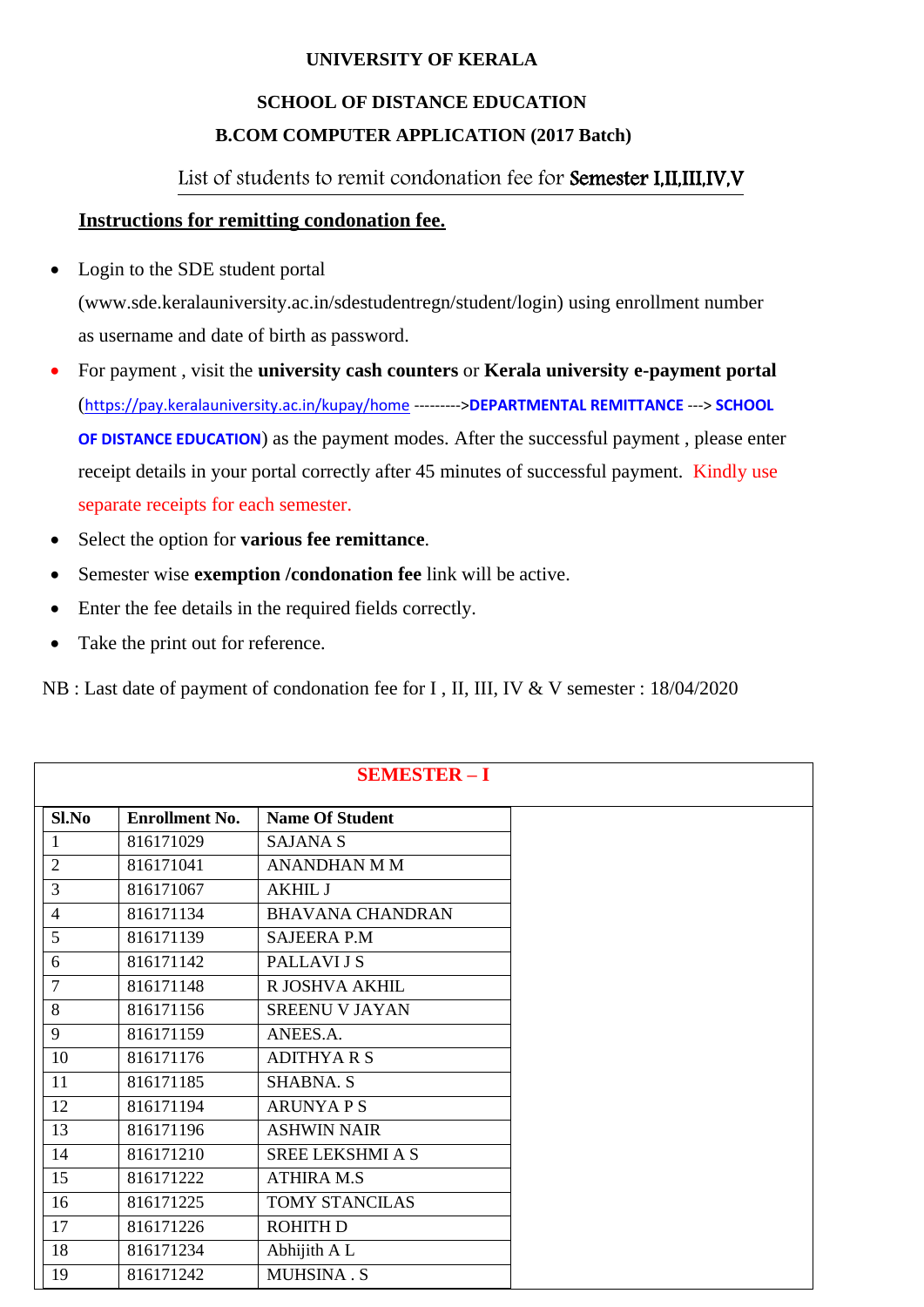# UNIVERSITY OF KERALA

## SCHOOL OF DISTANCE EDUCATION

## B.COM COMPUTER APPLICATION (2017 Batch)

List of students to remit condonation fee for **Semester I,II,III,IV,V**

**Instructions for remitting condonation fee.**

- Login to the SDE student portal (www.sde.keralauniversity.ac.in/sdestudentregn/student/login) using enrollment number as username and date of birth as password.
- For payment , visit the **university cash counters** or **Kerala university e-payment portal** (https://pay.keralauniversity.ac.in/kupay/home --------->**DEPARTMENTAL REMITTANCE** ---> **SCHOOL OF DISTANCE EDUCATION**) as the payment modes. After the successful payment , please enter receipt details in your portal correctly after 45 minutes of successful payment. Kindly use separate receipts for each semester.
- Select the option for **various fee remittance**.
- Semester wise **exemption /condonation fee** link will be active.
- Enter the fee details in the required fields correctly.
- Take the print out for reference.

NB : Last date of payment of condonation fee for I , II, III, IV & V semester : 18/04/2020

**SEMESTER – I**

| Sl.No | Enrollment No. | Name Of Student |
|---|---|---|
| 1 | 816171029 | SAJANA S |
| 2 | 816171041 | ANANDHAN M M |
| 3 | 816171067 | AKHIL J |
| 4 | 816171134 | BHAVANA CHANDRAN |
| 5 | 816171139 | SAJEERA P.M |
| 6 | 816171142 | PALLAVI J S |
| 7 | 816171148 | R JOSHVA AKHIL |
| 8 | 816171156 | SREENU V JAYAN |
| 9 | 816171159 | ANEES.A. |
| 10 | 816171176 | ADITHYA R S |
| 11 | 816171185 | SHABNA. S |
| 12 | 816171194 | ARUNYA P S |
| 13 | 816171196 | ASHWIN NAIR |
| 14 | 816171210 | SREE LEKSHMI A S |
| 15 | 816171222 | ATHIRA M.S |
| 16 | 816171225 | TOMY STANCILAS |
| 17 | 816171226 | ROHITH D |
| 18 | 816171234 | Abhijith A L |
| 19 | 816171242 | MUHSINA . S |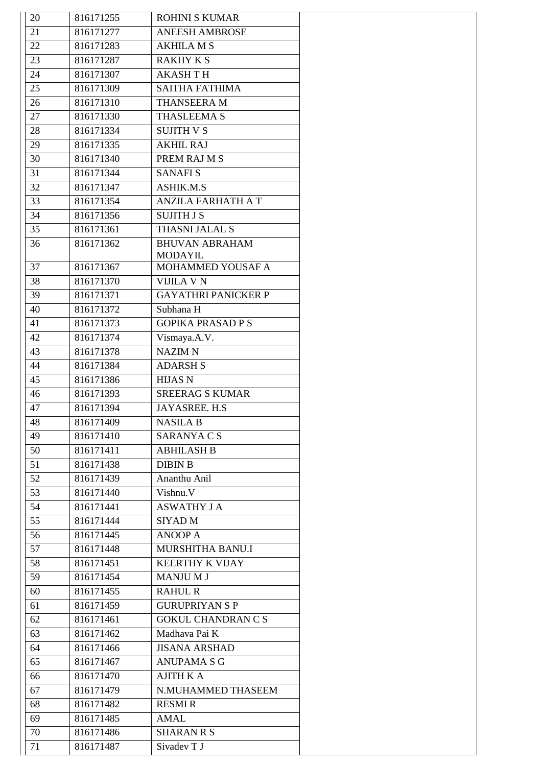| 20 | 816171255 | ROHINI S KUMAR | |
|---|---|---|---|
| 21 | 816171277 | ANEESH AMBROSE | |
| 22 | 816171283 | AKHILA M S | |
| 23 | 816171287 | RAKHY K S | |
| 24 | 816171307 | AKASH T H | |
| 25 | 816171309 | SAITHA FATHIMA | |
| 26 | 816171310 | THANSEERA M | |
| 27 | 816171330 | THASLEEMA S | |
| 28 | 816171334 | SUJITH V S | |
| 29 | 816171335 | AKHIL RAJ | |
| 30 | 816171340 | PREM RAJ M S | |
| 31 | 816171344 | SANAFI S | |
| 32 | 816171347 | ASHIK.M.S | |
| 33 | 816171354 | ANZILA FARHATH A T | |
| 34 | 816171356 | SUJITH J S | |
| 35 | 816171361 | THASNI JALAL S | |
| 36 | 816171362 | BHUVAN ABRAHAM MODAYIL | |
| 37 | 816171367 | MOHAMMED YOUSAF A | |
| 38 | 816171370 | VIJILA V N | |
| 39 | 816171371 | GAYATHRI PANICKER P | |
| 40 | 816171372 | Subhana H | |
| 41 | 816171373 | GOPIKA PRASAD P S | |
| 42 | 816171374 | Vismaya.A.V. | |
| 43 | 816171378 | NAZIM N | |
| 44 | 816171384 | ADARSH S | |
| 45 | 816171386 | HIJAS N | |
| 46 | 816171393 | SREERAG S KUMAR | |
| 47 | 816171394 | JAYASREE. H.S | |
| 48 | 816171409 | NASILA B | |
| 49 | 816171410 | SARANYA C S | |
| 50 | 816171411 | ABHILASH B | |
| 51 | 816171438 | DIBIN B | |
| 52 | 816171439 | Ananthu Anil | |
| 53 | 816171440 | Vishnu.V | |
| 54 | 816171441 | ASWATHY J A | |
| 55 | 816171444 | SIYAD M | |
| 56 | 816171445 | ANOOP A | |
| 57 | 816171448 | MURSHITHA BANU.I | |
| 58 | 816171451 | KEERTHY K VIJAY | |
| 59 | 816171454 | MANJU M J | |
| 60 | 816171455 | RAHUL R | |
| 61 | 816171459 | GURUPRIYAN S P | |
| 62 | 816171461 | GOKUL CHANDRAN C S | |
| 63 | 816171462 | Madhava Pai K | |
| 64 | 816171466 | JISANA ARSHAD | |
| 65 | 816171467 | ANUPAMA S G | |
| 66 | 816171470 | AJITH K A | |
| 67 | 816171479 | N.MUHAMMED THASEEM | |
| 68 | 816171482 | RESMI R | |
| 69 | 816171485 | AMAL | |
| 70 | 816171486 | SHARAN R S | |
| 71 | 816171487 | Sivadev T J | |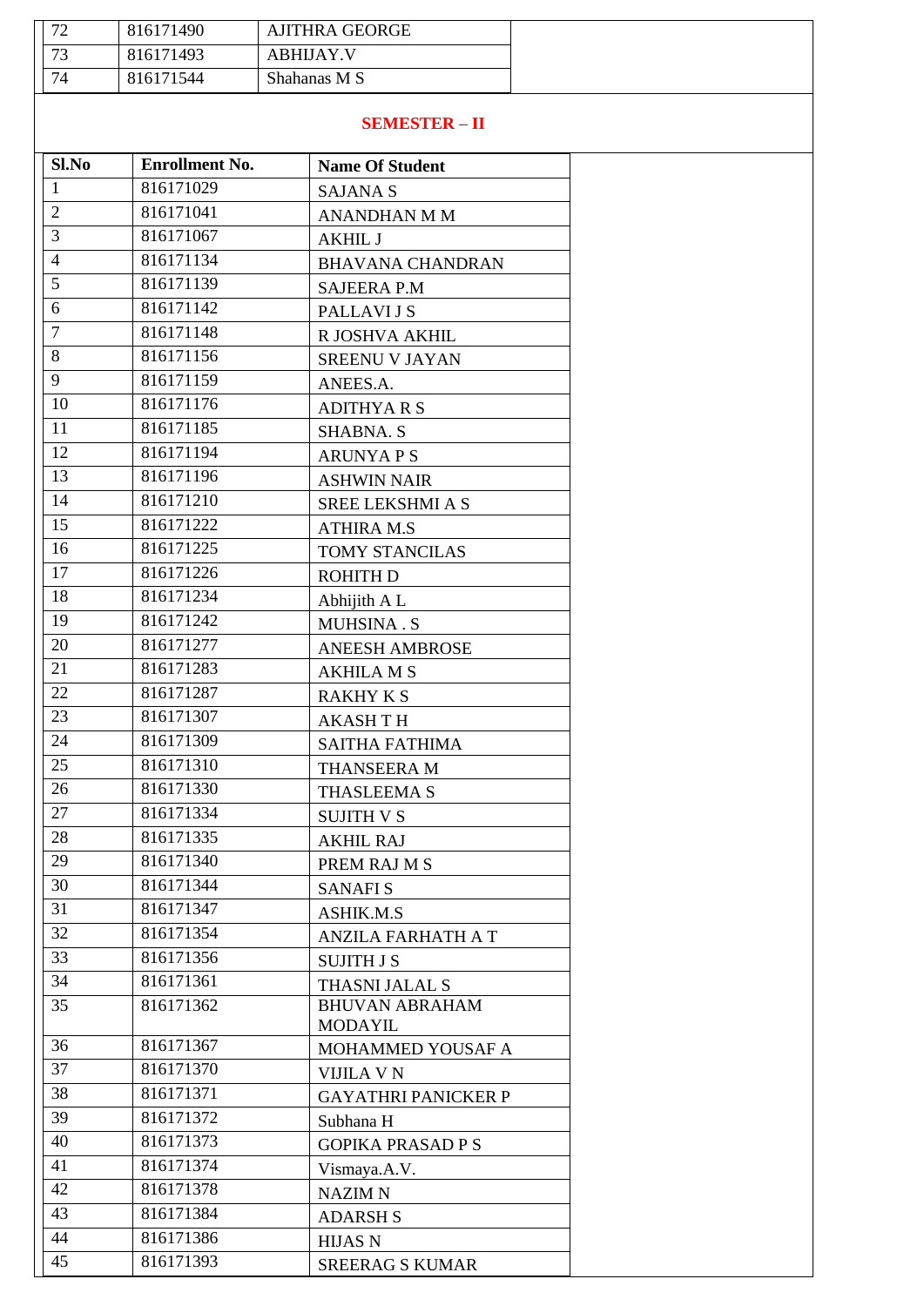| 72 | 816171490 | AJITHRA GEORGE |
|---|---|---|
| 73 | 816171493 | ABHIJAY.V |
| 74 | 816171544 | Shahanas M S |

## SEMESTER – II

| Sl.No | Enrollment No. | Name Of Student |
|---|---|---|
| 1 | 816171029 | SAJANA S |
| 2 | 816171041 | ANANDHAN M M |
| 3 | 816171067 | AKHIL J |
| 4 | 816171134 | BHAVANA CHANDRAN |
| 5 | 816171139 | SAJEERA P.M |
| 6 | 816171142 | PALLAVI J S |
| 7 | 816171148 | R JOSHVA AKHIL |
| 8 | 816171156 | SREENU V JAYAN |
| 9 | 816171159 | ANEES.A. |
| 10 | 816171176 | ADITHYA R S |
| 11 | 816171185 | SHABNA. S |
| 12 | 816171194 | ARUNYA P S |
| 13 | 816171196 | ASHWIN NAIR |
| 14 | 816171210 | SREE LEKSHMI A S |
| 15 | 816171222 | ATHIRA M.S |
| 16 | 816171225 | TOMY STANCILAS |
| 17 | 816171226 | ROHITH D |
| 18 | 816171234 | Abhijith A L |
| 19 | 816171242 | MUHSINA . S |
| 20 | 816171277 | ANEESH AMBROSE |
| 21 | 816171283 | AKHILA M S |
| 22 | 816171287 | RAKHY K S |
| 23 | 816171307 | AKASH T H |
| 24 | 816171309 | SAITHA FATHIMA |
| 25 | 816171310 | THANSEERA M |
| 26 | 816171330 | THASLEEMA S |
| 27 | 816171334 | SUJITH V S |
| 28 | 816171335 | AKHIL RAJ |
| 29 | 816171340 | PREM RAJ M S |
| 30 | 816171344 | SANAFI S |
| 31 | 816171347 | ASHIK.M.S |
| 32 | 816171354 | ANZILA FARHATH A T |
| 33 | 816171356 | SUJITH J S |
| 34 | 816171361 | THASNI JALAL S |
| 35 | 816171362 | BHUVAN ABRAHAM MODAYIL |
| 36 | 816171367 | MOHAMMED YOUSAF A |
| 37 | 816171370 | VIJILA V N |
| 38 | 816171371 | GAYATHRI PANICKER P |
| 39 | 816171372 | Subhana H |
| 40 | 816171373 | GOPIKA PRASAD P S |
| 41 | 816171374 | Vismaya.A.V. |
| 42 | 816171378 | NAZIM N |
| 43 | 816171384 | ADARSH S |
| 44 | 816171386 | HIJAS N |
| 45 | 816171393 | SREERAG S KUMAR |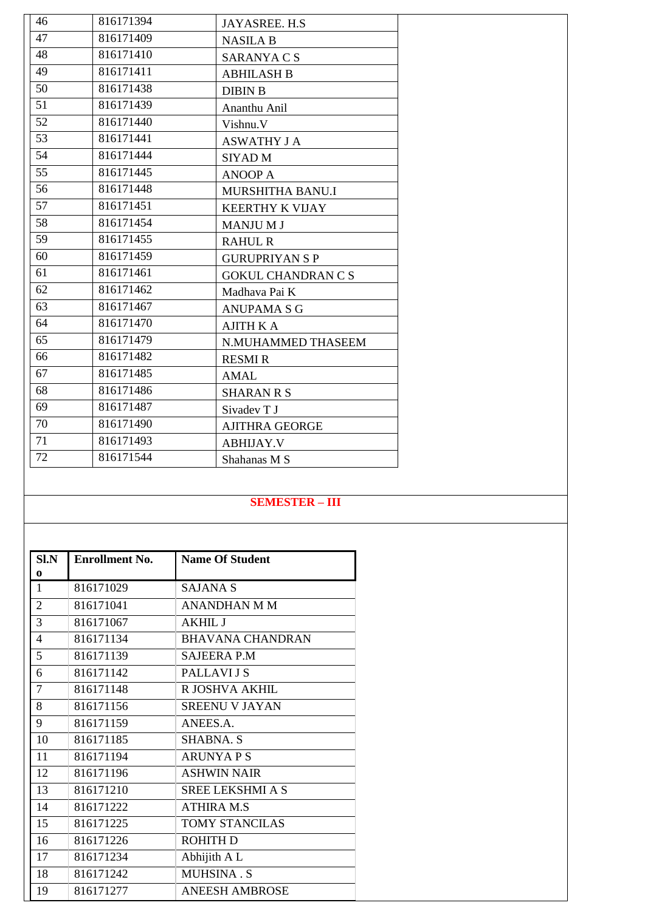| | | |
|---|---|---|
| 46 | 816171394 | JAYASREE. H.S |
| 47 | 816171409 | NASILA B |
| 48 | 816171410 | SARANYA C S |
| 49 | 816171411 | ABHILASH B |
| 50 | 816171438 | DIBIN B |
| 51 | 816171439 | Ananthu Anil |
| 52 | 816171440 | Vishnu.V |
| 53 | 816171441 | ASWATHY J A |
| 54 | 816171444 | SIYAD M |
| 55 | 816171445 | ANOOP A |
| 56 | 816171448 | MURSHITHA BANU.I |
| 57 | 816171451 | KEERTHY K VIJAY |
| 58 | 816171454 | MANJU M J |
| 59 | 816171455 | RAHUL R |
| 60 | 816171459 | GURUPRIYAN S P |
| 61 | 816171461 | GOKUL CHANDRAN C S |
| 62 | 816171462 | Madhava Pai K |
| 63 | 816171467 | ANUPAMA S G |
| 64 | 816171470 | AJITH K A |
| 65 | 816171479 | N.MUHAMMED THASEEM |
| 66 | 816171482 | RESMI R |
| 67 | 816171485 | AMAL |
| 68 | 816171486 | SHARAN R S |
| 69 | 816171487 | Sivadev T J |
| 70 | 816171490 | AJITHRA GEORGE |
| 71 | 816171493 | ABHIJAY.V |
| 72 | 816171544 | Shahanas M S |

**SEMESTER – III**

| Sl.No | Enrollment No. | Name Of Student |
|---|---|---|
| 1 | 816171029 | SAJANA S |
| 2 | 816171041 | ANANDHAN M M |
| 3 | 816171067 | AKHIL J |
| 4 | 816171134 | BHAVANA CHANDRAN |
| 5 | 816171139 | SAJEERA P.M |
| 6 | 816171142 | PALLAVI J S |
| 7 | 816171148 | R JOSHVA AKHIL |
| 8 | 816171156 | SREENU V JAYAN |
| 9 | 816171159 | ANEES.A. |
| 10 | 816171185 | SHABNA. S |
| 11 | 816171194 | ARUNYA P S |
| 12 | 816171196 | ASHWIN NAIR |
| 13 | 816171210 | SREE LEKSHMI A S |
| 14 | 816171222 | ATHIRA M.S |
| 15 | 816171225 | TOMY STANCILAS |
| 16 | 816171226 | ROHITH D |
| 17 | 816171234 | Abhijith A L |
| 18 | 816171242 | MUHSINA . S |
| 19 | 816171277 | ANEESH AMBROSE |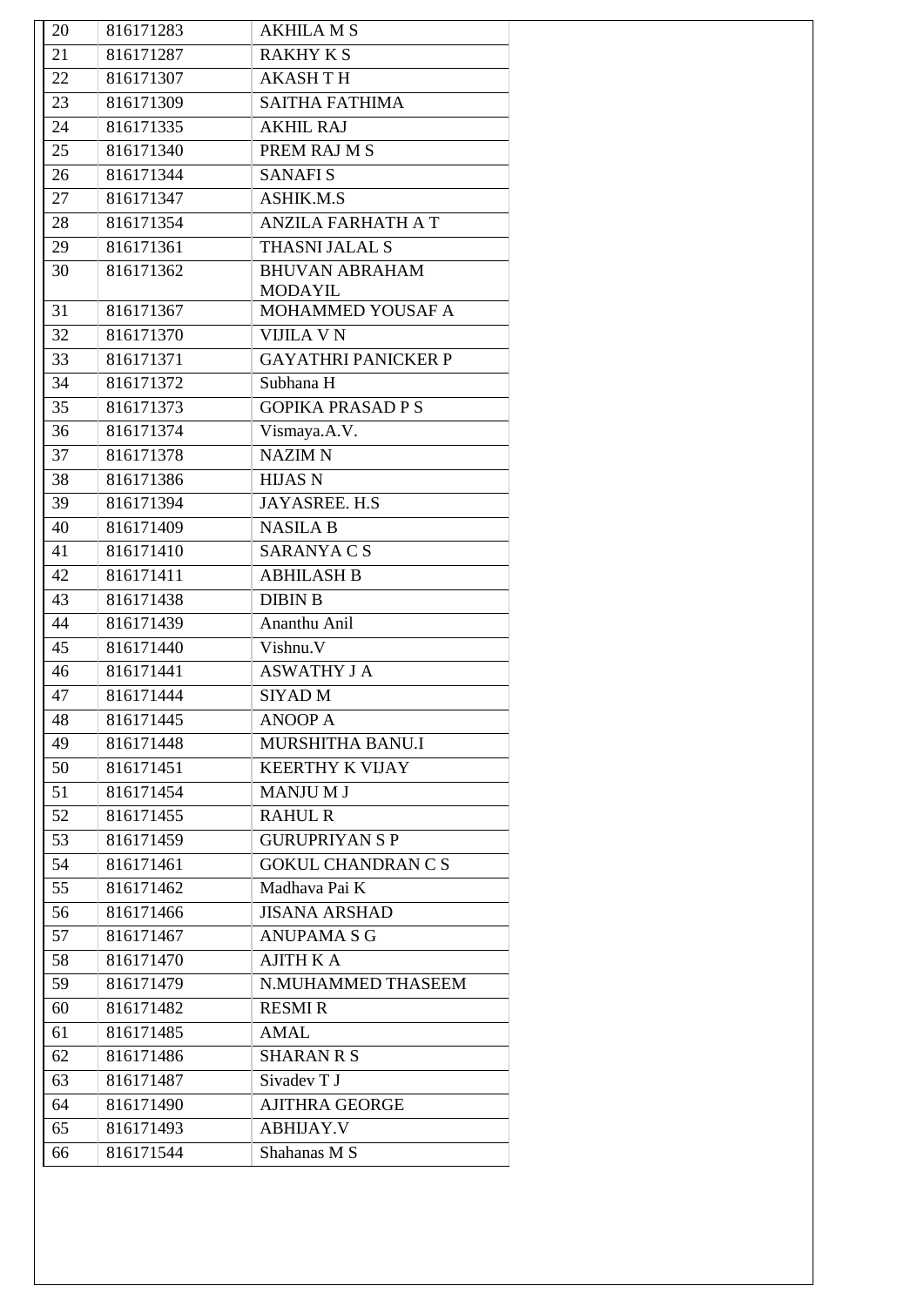| 20 | 816171283 | AKHILA M S |
|---|---|---|
| 21 | 816171287 | RAKHY K S |
| 22 | 816171307 | AKASH T H |
| 23 | 816171309 | SAITHA FATHIMA |
| 24 | 816171335 | AKHIL RAJ |
| 25 | 816171340 | PREM RAJ M S |
| 26 | 816171344 | SANAFI S |
| 27 | 816171347 | ASHIK.M.S |
| 28 | 816171354 | ANZILA FARHATH A T |
| 29 | 816171361 | THASNI JALAL S |
| 30 | 816171362 | BHUVAN ABRAHAM MODAYIL |
| 31 | 816171367 | MOHAMMED YOUSAF A |
| 32 | 816171370 | VIJILA V N |
| 33 | 816171371 | GAYATHRI PANICKER P |
| 34 | 816171372 | Subhana H |
| 35 | 816171373 | GOPIKA PRASAD P S |
| 36 | 816171374 | Vismaya.A.V. |
| 37 | 816171378 | NAZIM N |
| 38 | 816171386 | HIJAS N |
| 39 | 816171394 | JAYASREE. H.S |
| 40 | 816171409 | NASILA B |
| 41 | 816171410 | SARANYA C S |
| 42 | 816171411 | ABHILASH B |
| 43 | 816171438 | DIBIN B |
| 44 | 816171439 | Ananthu Anil |
| 45 | 816171440 | Vishnu.V |
| 46 | 816171441 | ASWATHY J A |
| 47 | 816171444 | SIYAD M |
| 48 | 816171445 | ANOOP A |
| 49 | 816171448 | MURSHITHA BANU.I |
| 50 | 816171451 | KEERTHY K VIJAY |
| 51 | 816171454 | MANJU M J |
| 52 | 816171455 | RAHUL R |
| 53 | 816171459 | GURUPRIYAN S P |
| 54 | 816171461 | GOKUL CHANDRAN C S |
| 55 | 816171462 | Madhava Pai K |
| 56 | 816171466 | JISANA ARSHAD |
| 57 | 816171467 | ANUPAMA S G |
| 58 | 816171470 | AJITH K A |
| 59 | 816171479 | N.MUHAMMED THASEEM |
| 60 | 816171482 | RESMI R |
| 61 | 816171485 | AMAL |
| 62 | 816171486 | SHARAN R S |
| 63 | 816171487 | Sivadev T J |
| 64 | 816171490 | AJITHRA GEORGE |
| 65 | 816171493 | ABHIJAY.V |
| 66 | 816171544 | Shahanas M S |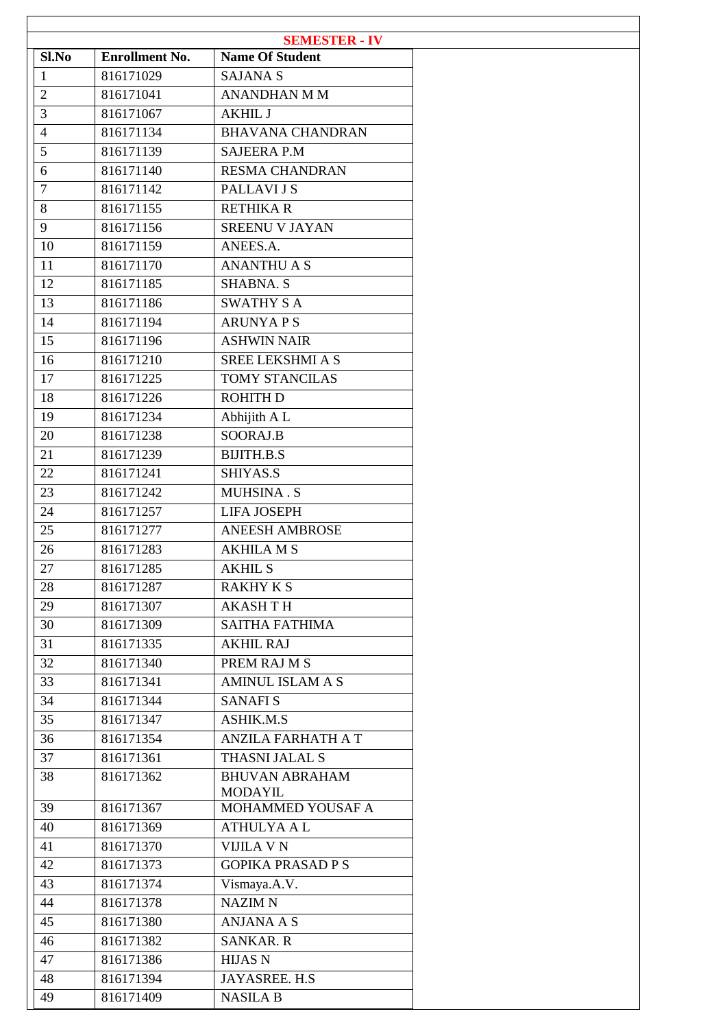## SEMESTER - IV

| Sl.No | Enrollment No. | Name Of Student |
|---|---|---|
| 1 | 816171029 | SAJANA S |
| 2 | 816171041 | ANANDHAN M M |
| 3 | 816171067 | AKHIL J |
| 4 | 816171134 | BHAVANA CHANDRAN |
| 5 | 816171139 | SAJEERA P.M |
| 6 | 816171140 | RESMA CHANDRAN |
| 7 | 816171142 | PALLAVI J S |
| 8 | 816171155 | RETHIKA R |
| 9 | 816171156 | SREENU V JAYAN |
| 10 | 816171159 | ANEES.A. |
| 11 | 816171170 | ANANTHU A S |
| 12 | 816171185 | SHABNA. S |
| 13 | 816171186 | SWATHY S A |
| 14 | 816171194 | ARUNYA P S |
| 15 | 816171196 | ASHWIN NAIR |
| 16 | 816171210 | SREE LEKSHMI A S |
| 17 | 816171225 | TOMY STANCILAS |
| 18 | 816171226 | ROHITH D |
| 19 | 816171234 | Abhijith A L |
| 20 | 816171238 | SOORAJ.B |
| 21 | 816171239 | BIJITH.B.S |
| 22 | 816171241 | SHIYAS.S |
| 23 | 816171242 | MUHSINA . S |
| 24 | 816171257 | LIFA JOSEPH |
| 25 | 816171277 | ANEESH AMBROSE |
| 26 | 816171283 | AKHILA M S |
| 27 | 816171285 | AKHIL S |
| 28 | 816171287 | RAKHY K S |
| 29 | 816171307 | AKASH T H |
| 30 | 816171309 | SAITHA FATHIMA |
| 31 | 816171335 | AKHIL RAJ |
| 32 | 816171340 | PREM RAJ M S |
| 33 | 816171341 | AMINUL ISLAM A S |
| 34 | 816171344 | SANAFI S |
| 35 | 816171347 | ASHIK.M.S |
| 36 | 816171354 | ANZILA FARHATH A T |
| 37 | 816171361 | THASNI JALAL S |
| 38 | 816171362 | BHUVAN ABRAHAM MODAYIL |
| 39 | 816171367 | MOHAMMED YOUSAF A |
| 40 | 816171369 | ATHULYA A L |
| 41 | 816171370 | VIJILA V N |
| 42 | 816171373 | GOPIKA PRASAD P S |
| 43 | 816171374 | Vismaya.A.V. |
| 44 | 816171378 | NAZIM N |
| 45 | 816171380 | ANJANA A S |
| 46 | 816171382 | SANKAR. R |
| 47 | 816171386 | HIJAS N |
| 48 | 816171394 | JAYASREE. H.S |
| 49 | 816171409 | NASILA B |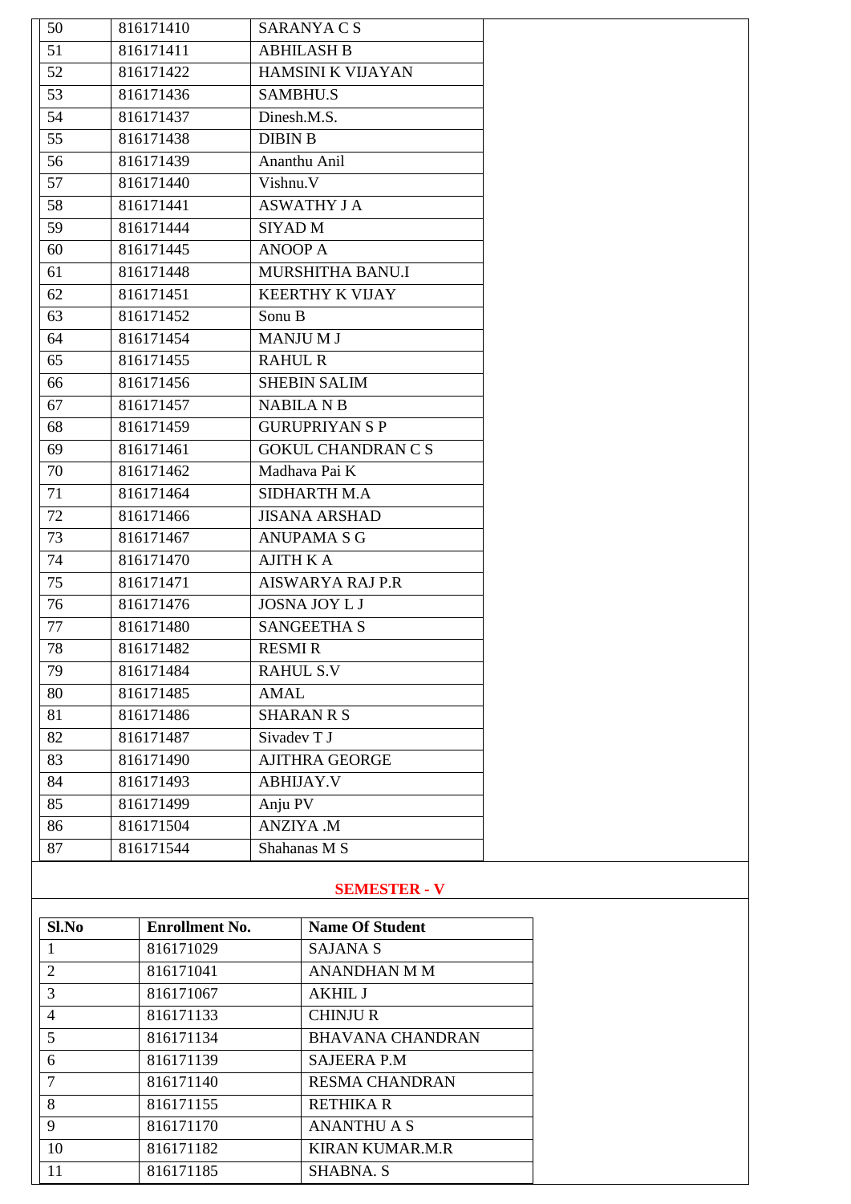| 50 | 816171410 | SARANYA C S |
|---|---|---|
| 51 | 816171411 | ABHILASH B |
| 52 | 816171422 | HAMSINI K VIJAYAN |
| 53 | 816171436 | SAMBHU.S |
| 54 | 816171437 | Dinesh.M.S. |
| 55 | 816171438 | DIBIN B |
| 56 | 816171439 | Ananthu Anil |
| 57 | 816171440 | Vishnu.V |
| 58 | 816171441 | ASWATHY J A |
| 59 | 816171444 | SIYAD M |
| 60 | 816171445 | ANOOP A |
| 61 | 816171448 | MURSHITHA BANU.I |
| 62 | 816171451 | KEERTHY K VIJAY |
| 63 | 816171452 | Sonu B |
| 64 | 816171454 | MANJU M J |
| 65 | 816171455 | RAHUL R |
| 66 | 816171456 | SHEBIN SALIM |
| 67 | 816171457 | NABILA N B |
| 68 | 816171459 | GURUPRIYAN S P |
| 69 | 816171461 | GOKUL CHANDRAN C S |
| 70 | 816171462 | Madhava Pai K |
| 71 | 816171464 | SIDHARTH M.A |
| 72 | 816171466 | JISANA ARSHAD |
| 73 | 816171467 | ANUPAMA S G |
| 74 | 816171470 | AJITH K A |
| 75 | 816171471 | AISWARYA RAJ P.R |
| 76 | 816171476 | JOSNA JOY L J |
| 77 | 816171480 | SANGEETHA S |
| 78 | 816171482 | RESMI R |
| 79 | 816171484 | RAHUL S.V |
| 80 | 816171485 | AMAL |
| 81 | 816171486 | SHARAN R S |
| 82 | 816171487 | Sivadev T J |
| 83 | 816171490 | AJITHRA GEORGE |
| 84 | 816171493 | ABHIJAY.V |
| 85 | 816171499 | Anju PV |
| 86 | 816171504 | ANZIYA .M |
| 87 | 816171544 | Shahanas M S |

## SEMESTER - V

| Sl.No | Enrollment No. | Name Of Student |
|---|---|---|
| 1 | 816171029 | SAJANA S |
| 2 | 816171041 | ANANDHAN M M |
| 3 | 816171067 | AKHIL J |
| 4 | 816171133 | CHINJU R |
| 5 | 816171134 | BHAVANA CHANDRAN |
| 6 | 816171139 | SAJEERA P.M |
| 7 | 816171140 | RESMA CHANDRAN |
| 8 | 816171155 | RETHIKA R |
| 9 | 816171170 | ANANTHU A S |
| 10 | 816171182 | KIRAN KUMAR.M.R |
| 11 | 816171185 | SHABNA. S |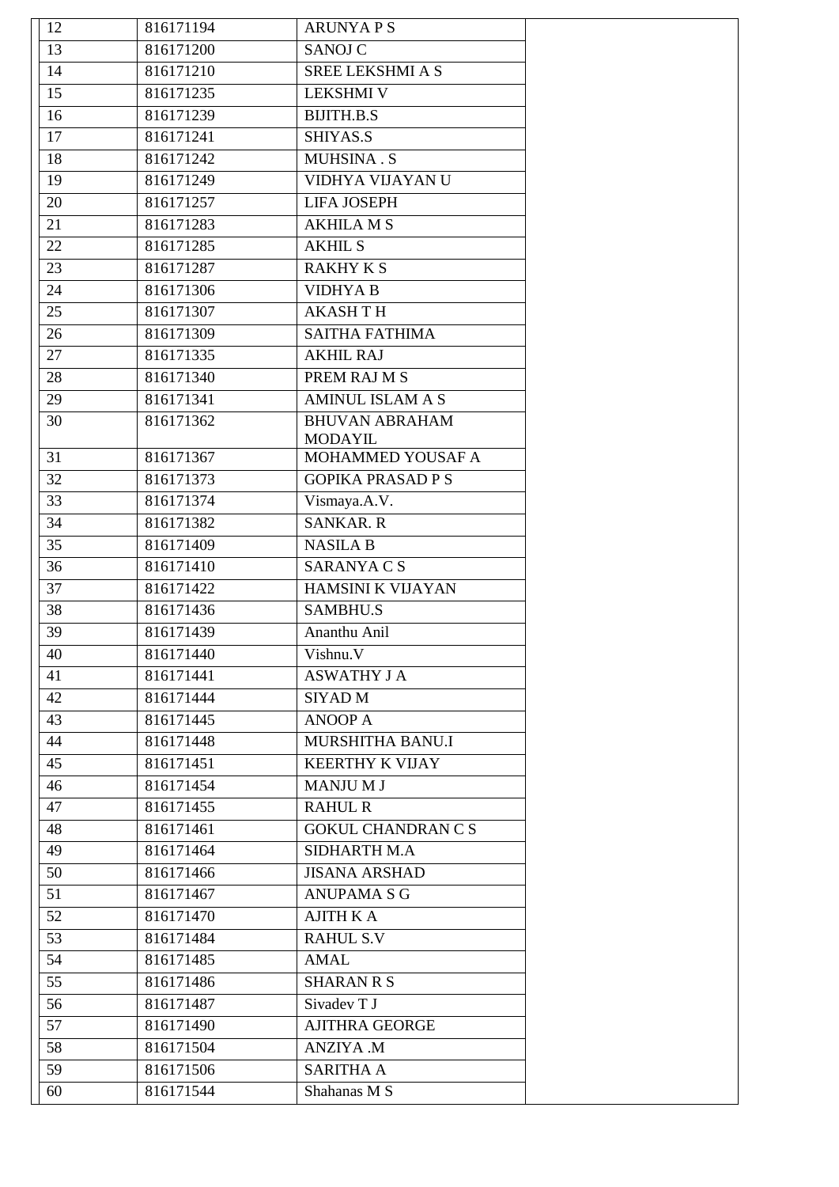| 12 | 816171194 | ARUNYA P S | |
|---|---|---|---|
| 13 | 816171200 | SANOJ C | |
| 14 | 816171210 | SREE LEKSHMI A S | |
| 15 | 816171235 | LEKSHMI V | |
| 16 | 816171239 | BIJITH.B.S | |
| 17 | 816171241 | SHIYAS.S | |
| 18 | 816171242 | MUHSINA . S | |
| 19 | 816171249 | VIDHYA VIJAYAN U | |
| 20 | 816171257 | LIFA JOSEPH | |
| 21 | 816171283 | AKHILA M S | |
| 22 | 816171285 | AKHIL S | |
| 23 | 816171287 | RAKHY K S | |
| 24 | 816171306 | VIDHYA B | |
| 25 | 816171307 | AKASH T H | |
| 26 | 816171309 | SAITHA FATHIMA | |
| 27 | 816171335 | AKHIL RAJ | |
| 28 | 816171340 | PREM RAJ M S | |
| 29 | 816171341 | AMINUL ISLAM A S | |
| 30 | 816171362 | BHUVAN ABRAHAM MODAYIL | |
| 31 | 816171367 | MOHAMMED YOUSAF A | |
| 32 | 816171373 | GOPIKA PRASAD P S | |
| 33 | 816171374 | Vismaya.A.V. | |
| 34 | 816171382 | SANKAR. R | |
| 35 | 816171409 | NASILA B | |
| 36 | 816171410 | SARANYA C S | |
| 37 | 816171422 | HAMSINI K VIJAYAN | |
| 38 | 816171436 | SAMBHU.S | |
| 39 | 816171439 | Ananthu Anil | |
| 40 | 816171440 | Vishnu.V | |
| 41 | 816171441 | ASWATHY J A | |
| 42 | 816171444 | SIYAD M | |
| 43 | 816171445 | ANOOP A | |
| 44 | 816171448 | MURSHITHA BANU.I | |
| 45 | 816171451 | KEERTHY K VIJAY | |
| 46 | 816171454 | MANJU M J | |
| 47 | 816171455 | RAHUL R | |
| 48 | 816171461 | GOKUL CHANDRAN C S | |
| 49 | 816171464 | SIDHARTH M.A | |
| 50 | 816171466 | JISANA ARSHAD | |
| 51 | 816171467 | ANUPAMA S G | |
| 52 | 816171470 | AJITH K A | |
| 53 | 816171484 | RAHUL S.V | |
| 54 | 816171485 | AMAL | |
| 55 | 816171486 | SHARAN R S | |
| 56 | 816171487 | Sivadev T J | |
| 57 | 816171490 | AJITHRA GEORGE | |
| 58 | 816171504 | ANZIYA .M | |
| 59 | 816171506 | SARITHA A | |
| 60 | 816171544 | Shahanas M S | |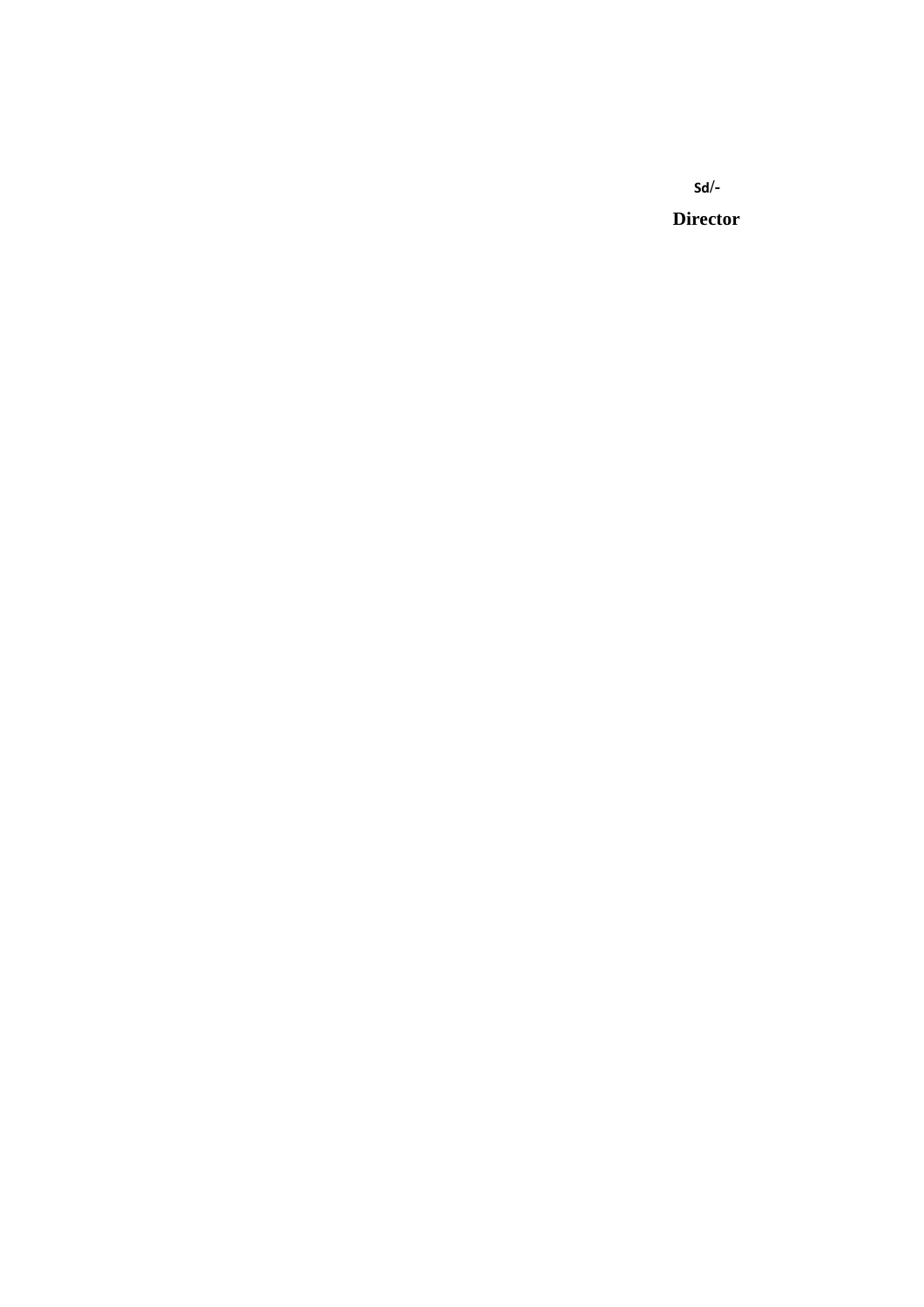Sd/-

**Director**